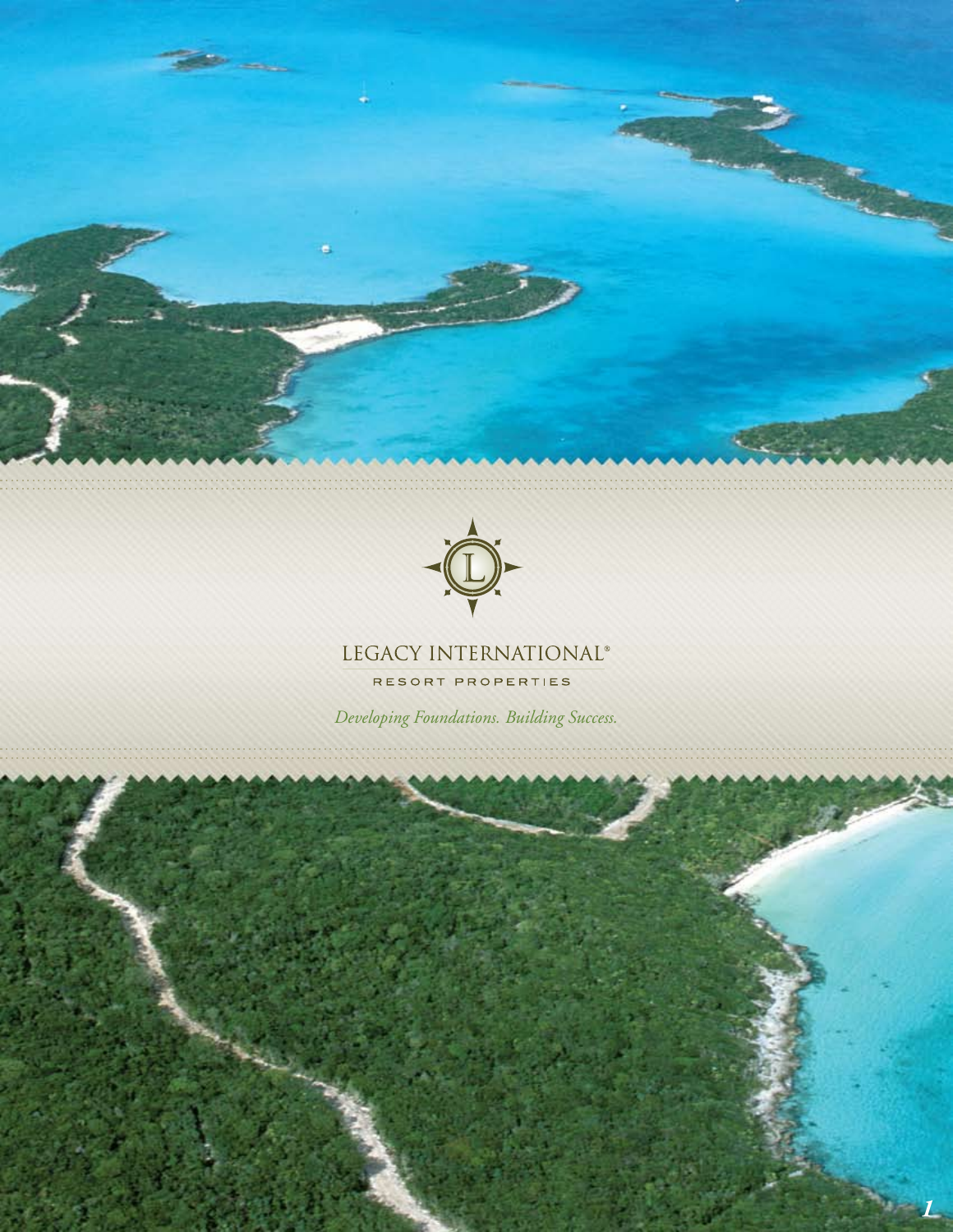# LEGACY INTERNATIONAL®

RESORT PROPERTIES

*Developing Foundations. Building Success.*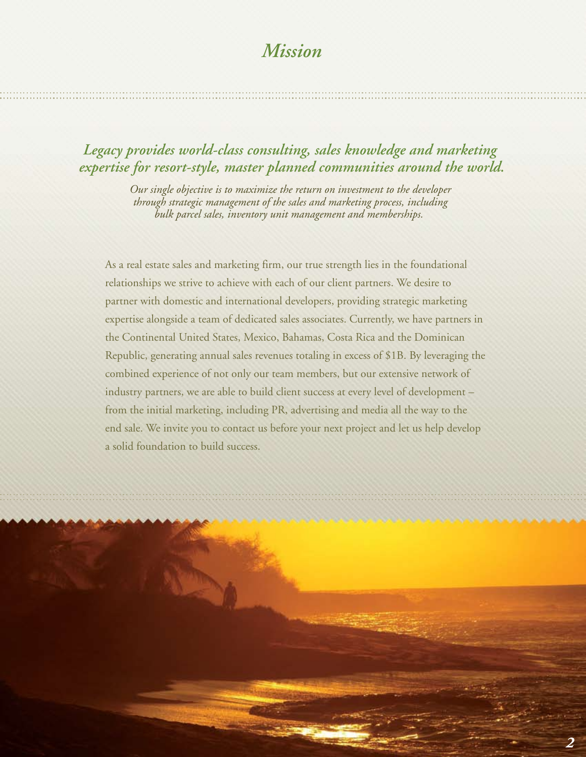# *Mission*

## *Legacy provides world-class consulting, sales knowledge and marketing expertise for resort-style, master planned communities around the world.*

*Our single objective is to maximize the return on investment to the developer through strategic management of the sales and marketing process, including bulk parcel sales, inventory unit management and memberships.*

As a real estate sales and marketing firm, our true strength lies in the foundational relationships we strive to achieve with each of our client partners. We desire to partner with domestic and international developers, providing strategic marketing expertise alongside a team of dedicated sales associates. Currently, we have partners in the Continental United States, Mexico, Bahamas, Costa Rica and the Dominican Republic, generating annual sales revenues totaling in excess of $1B. By leveraging the combined experience of not only our team members, but our extensive network of industry partners, we are able to build client success at every level of development – from the initial marketing, including PR, advertising and media all the way to the end sale. We invite you to contact us before your next project and let us help develop a solid foundation to build success.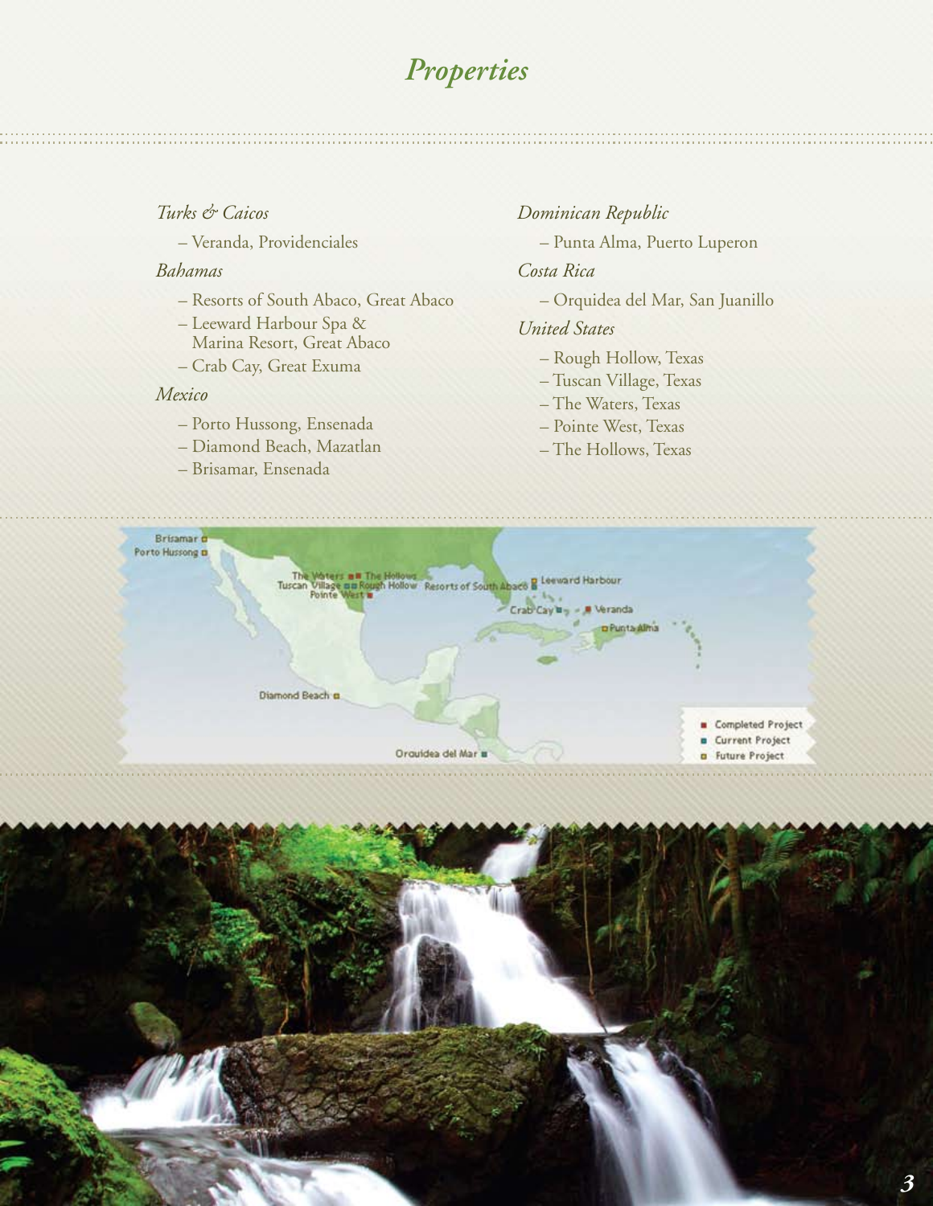# *Properties*

*Turks & Caicos*

- Veranda, Providenciales

*Bahamas*

- Resorts of South Abaco, Great Abaco
- Leeward Harbour Spa & Marina Resort, Great Abaco
- Crab Cay, Great Exuma

*Mexico*

- Porto Hussong, Ensenada
- Diamond Beach, Mazatlan
- Brisamar, Ensenada

*Dominican Republic*

- Punta Alma, Puerto Luperon

*Costa Rica*

- Orquidea del Mar, San Juanillo

*United States*

- Rough Hollow, Texas
- Tuscan Village, Texas
- The Waters, Texas
- Pointe West, Texas
- The Hollows, Texas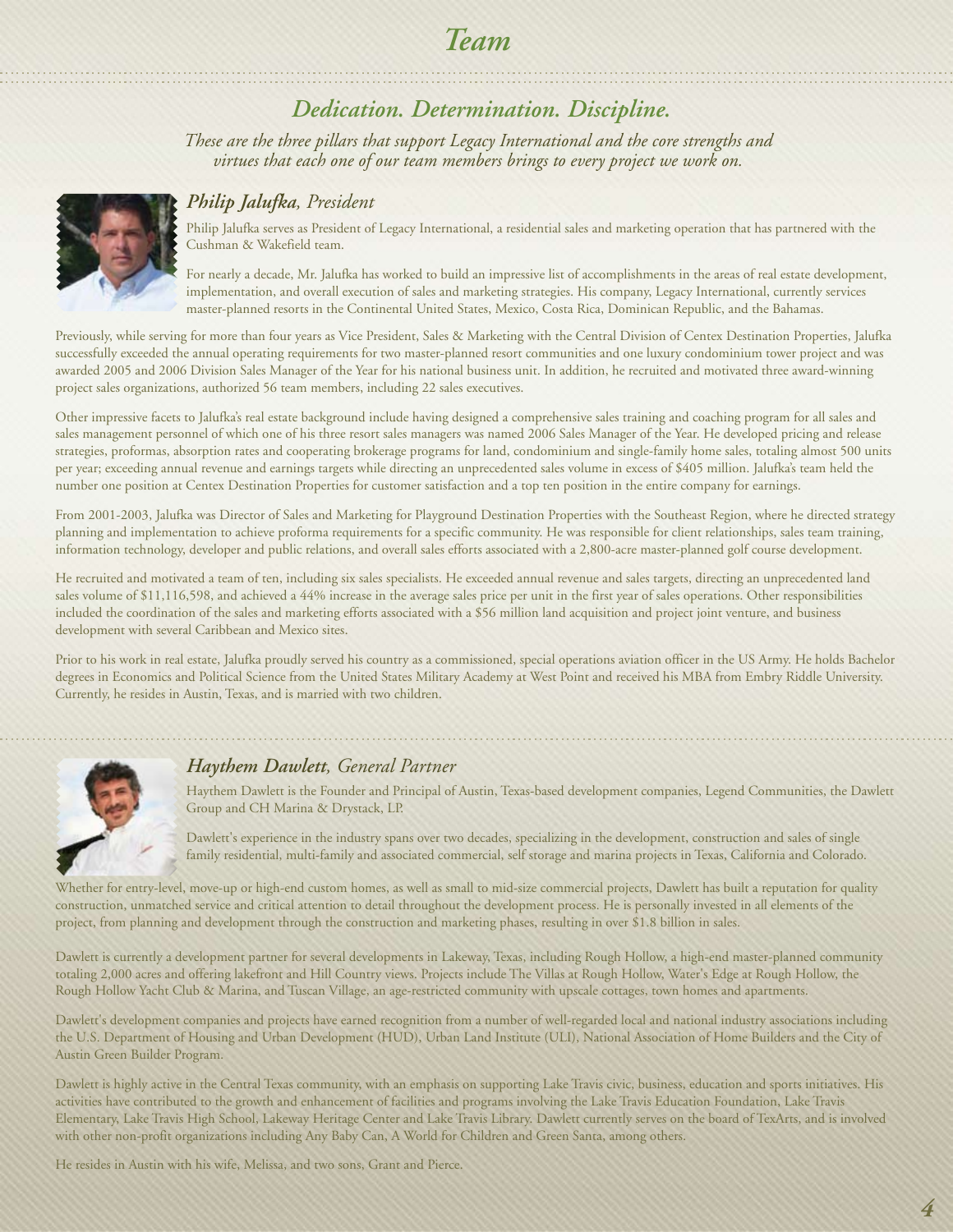# Team

## *Dedication. Determination. Discipline.*

*These are the three pillars that support Legacy International and the core strengths and virtues that each one of our team members brings to every project we work on.*

### ***Philip Jalufka**, President*

Philip Jalufka serves as President of Legacy International, a residential sales and marketing operation that has partnered with the Cushman & Wakefield team.

For nearly a decade, Mr. Jalufka has worked to build an impressive list of accomplishments in the areas of real estate development, implementation, and overall execution of sales and marketing strategies. His company, Legacy International, currently services master-planned resorts in the Continental United States, Mexico, Costa Rica, Dominican Republic, and the Bahamas.

Previously, while serving for more than four years as Vice President, Sales & Marketing with the Central Division of Centex Destination Properties, Jalufka successfully exceeded the annual operating requirements for two master-planned resort communities and one luxury condominium tower project and was awarded 2005 and 2006 Division Sales Manager of the Year for his national business unit. In addition, he recruited and motivated three award-winning project sales organizations, authorized 56 team members, including 22 sales executives.

Other impressive facets to Jalufka's real estate background include having designed a comprehensive sales training and coaching program for all sales and sales management personnel of which one of his three resort sales managers was named 2006 Sales Manager of the Year. He developed pricing and release strategies, proformas, absorption rates and cooperating brokerage programs for land, condominium and single-family home sales, totaling almost 500 units per year; exceeding annual revenue and earnings targets while directing an unprecedented sales volume in excess of $405 million. Jalufka's team held the number one position at Centex Destination Properties for customer satisfaction and a top ten position in the entire company for earnings.

From 2001-2003, Jalufka was Director of Sales and Marketing for Playground Destination Properties with the Southeast Region, where he directed strategy planning and implementation to achieve proforma requirements for a specific community. He was responsible for client relationships, sales team training, information technology, developer and public relations, and overall sales efforts associated with a 2,800-acre master-planned golf course development.

He recruited and motivated a team of ten, including six sales specialists. He exceeded annual revenue and sales targets, directing an unprecedented land sales volume of $11,116,598, and achieved a 44% increase in the average sales price per unit in the first year of sales operations. Other responsibilities included the coordination of the sales and marketing efforts associated with a $56 million land acquisition and project joint venture, and business development with several Caribbean and Mexico sites.

Prior to his work in real estate, Jalufka proudly served his country as a commissioned, special operations aviation officer in the US Army. He holds Bachelor degrees in Economics and Political Science from the United States Military Academy at West Point and received his MBA from Embry Riddle University. Currently, he resides in Austin, Texas, and is married with two children.

### ***Haythem Dawlett**, General Partner*

Haythem Dawlett is the Founder and Principal of Austin, Texas-based development companies, Legend Communities, the Dawlett Group and CH Marina & Drystack, LP.

Dawlett's experience in the industry spans over two decades, specializing in the development, construction and sales of single family residential, multi-family and associated commercial, self storage and marina projects in Texas, California and Colorado.

Whether for entry-level, move-up or high-end custom homes, as well as small to mid-size commercial projects, Dawlett has built a reputation for quality construction, unmatched service and critical attention to detail throughout the development process. He is personally invested in all elements of the project, from planning and development through the construction and marketing phases, resulting in over $1.8 billion in sales.

Dawlett is currently a development partner for several developments in Lakeway, Texas, including Rough Hollow, a high-end master-planned community totaling 2,000 acres and offering lakefront and Hill Country views. Projects include The Villas at Rough Hollow, Water's Edge at Rough Hollow, the Rough Hollow Yacht Club & Marina, and Tuscan Village, an age-restricted community with upscale cottages, town homes and apartments.

Dawlett's development companies and projects have earned recognition from a number of well-regarded local and national industry associations including the U.S. Department of Housing and Urban Development (HUD), Urban Land Institute (ULI), National Association of Home Builders and the City of Austin Green Builder Program.

Dawlett is highly active in the Central Texas community, with an emphasis on supporting Lake Travis civic, business, education and sports initiatives. His activities have contributed to the growth and enhancement of facilities and programs involving the Lake Travis Education Foundation, Lake Travis Elementary, Lake Travis High School, Lakeway Heritage Center and Lake Travis Library. Dawlett currently serves on the board of TexArts, and is involved with other non-profit organizations including Any Baby Can, A World for Children and Green Santa, among others.

He resides in Austin with his wife, Melissa, and two sons, Grant and Pierce.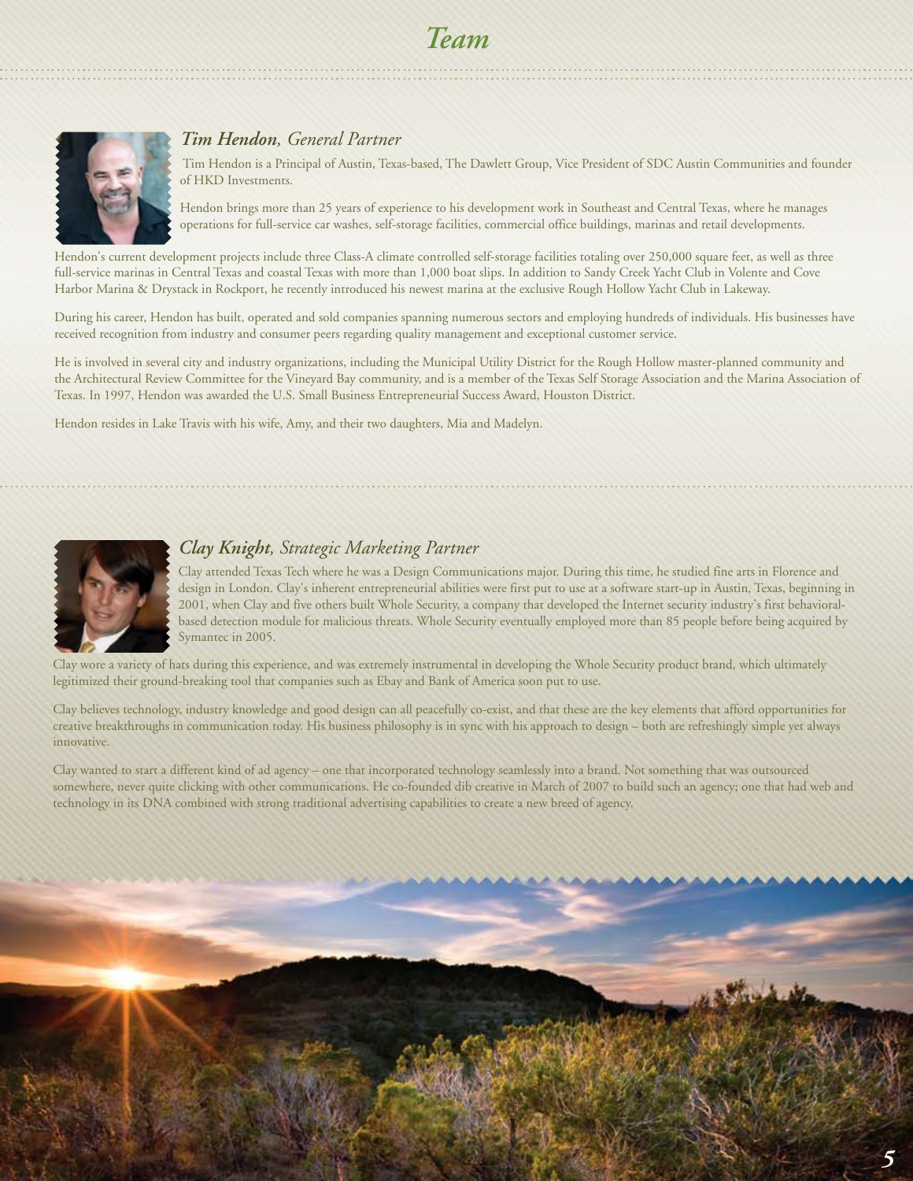# Team

### *Tim Hendon, General Partner*

Tim Hendon is a Principal of Austin, Texas-based, The Dawlett Group, Vice President of SDC Austin Communities and founder of HKD Investments.

Hendon brings more than 25 years of experience to his development work in Southeast and Central Texas, where he manages operations for full-service car washes, self-storage facilities, commercial office buildings, marinas and retail developments.

Hendon's current development projects include three Class-A climate controlled self-storage facilities totaling over 250,000 square feet, as well as three full-service marinas in Central Texas and coastal Texas with more than 1,000 boat slips. In addition to Sandy Creek Yacht Club in Volente and Cove Harbor Marina & Drystack in Rockport, he recently introduced his newest marina at the exclusive Rough Hollow Yacht Club in Lakeway.

During his career, Hendon has built, operated and sold companies spanning numerous sectors and employing hundreds of individuals. His businesses have received recognition from industry and consumer peers regarding quality management and exceptional customer service.

He is involved in several city and industry organizations, including the Municipal Utility District for the Rough Hollow master-planned community and the Architectural Review Committee for the Vineyard Bay community, and is a member of the Texas Self Storage Association and the Marina Association of Texas. In 1997, Hendon was awarded the U.S. Small Business Entrepreneurial Success Award, Houston District.

Hendon resides in Lake Travis with his wife, Amy, and their two daughters, Mia and Madelyn.

### *Clay Knight, Strategic Marketing Partner*

Clay attended Texas Tech where he was a Design Communications major. During this time, he studied fine arts in Florence and design in London. Clay's inherent entrepreneurial abilities were first put to use at a software start-up in Austin, Texas, beginning in 2001, when Clay and five others built Whole Security, a company that developed the Internet security industry's first behavioral-based detection module for malicious threats. Whole Security eventually employed more than 85 people before being acquired by Symantec in 2005.

Clay wore a variety of hats during this experience, and was extremely instrumental in developing the Whole Security product brand, which ultimately legitimized their ground-breaking tool that companies such as Ebay and Bank of America soon put to use.

Clay believes technology, industry knowledge and good design can all peacefully co-exist, and that these are the key elements that afford opportunities for creative breakthroughs in communication today. His business philosophy is in sync with his approach to design – both are refreshingly simple yet always innovative.

Clay wanted to start a different kind of ad agency – one that incorporated technology seamlessly into a brand. Not something that was outsourced somewhere, never quite clicking with other communications. He co-founded dib creative in March of 2007 to build such an agency; one that had web and technology in its DNA combined with strong traditional advertising capabilities to create a new breed of agency.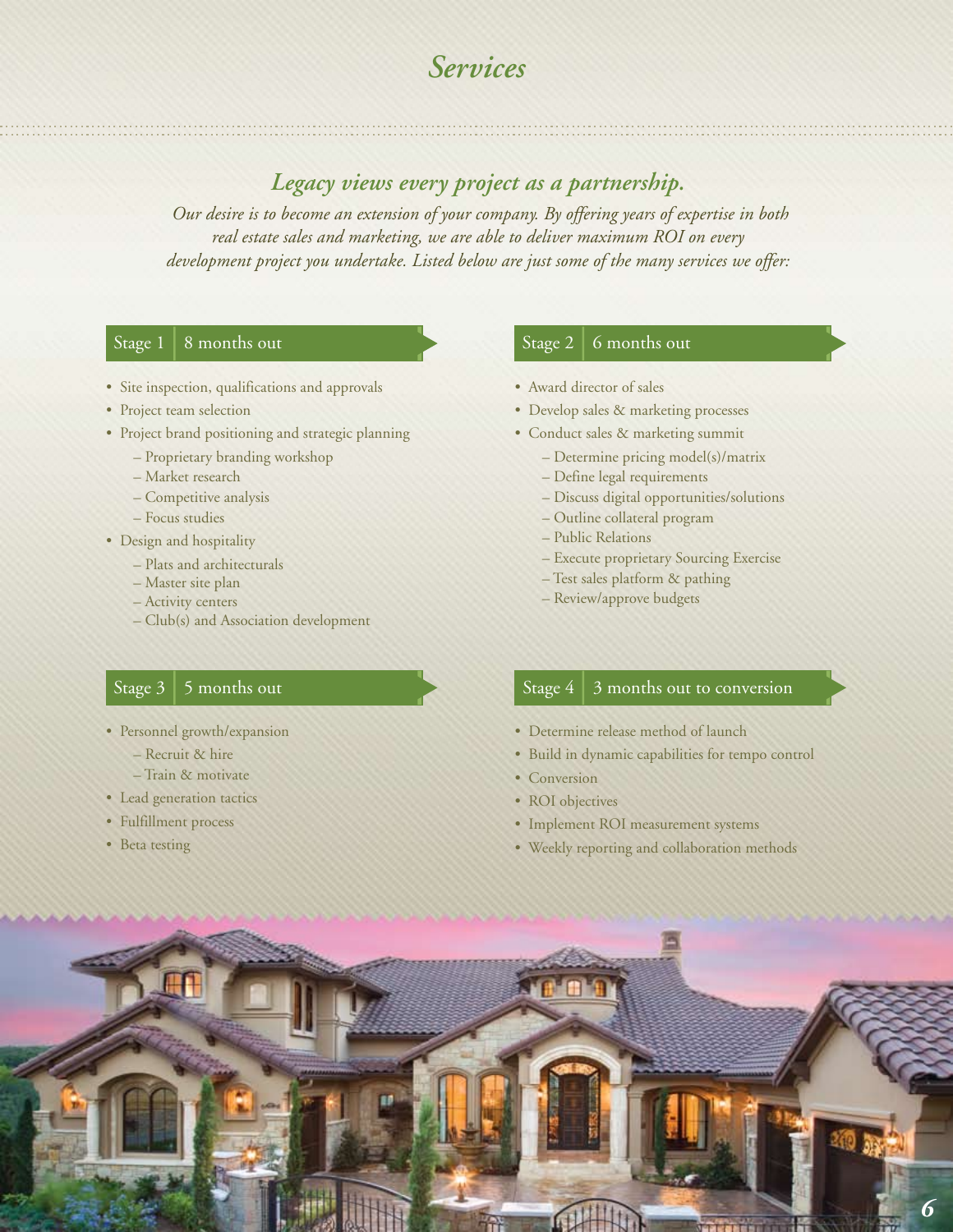# *Services*

## *Legacy views every project as a partnership.*

*Our desire is to become an extension of your company. By offering years of expertise in both real estate sales and marketing, we are able to deliver maximum ROI on every development project you undertake. Listed below are just some of the many services we offer:*

### Stage 1 | 8 months out

- Site inspection, qualifications and approvals
- Project team selection
- Project brand positioning and strategic planning
  - Proprietary branding workshop
  - Market research
  - Competitive analysis
  - Focus studies
- Design and hospitality
  - Plats and architecturals
  - Master site plan
  - Activity centers
  - Club(s) and Association development

### Stage 2 | 6 months out

- Award director of sales
- Develop sales & marketing processes
- Conduct sales & marketing summit
  - Determine pricing model(s)/matrix
  - Define legal requirements
  - Discuss digital opportunities/solutions
  - Outline collateral program
  - Public Relations
  - Execute proprietary Sourcing Exercise
  - Test sales platform & pathing
  - Review/approve budgets

### Stage 3 | 5 months out

- Personnel growth/expansion
  - Recruit & hire
  - Train & motivate
- Lead generation tactics
- Fulfillment process
- Beta testing

### Stage 4 | 3 months out to conversion

- Determine release method of launch
- Build in dynamic capabilities for tempo control
- Conversion
- ROI objectives
- Implement ROI measurement systems
- Weekly reporting and collaboration methods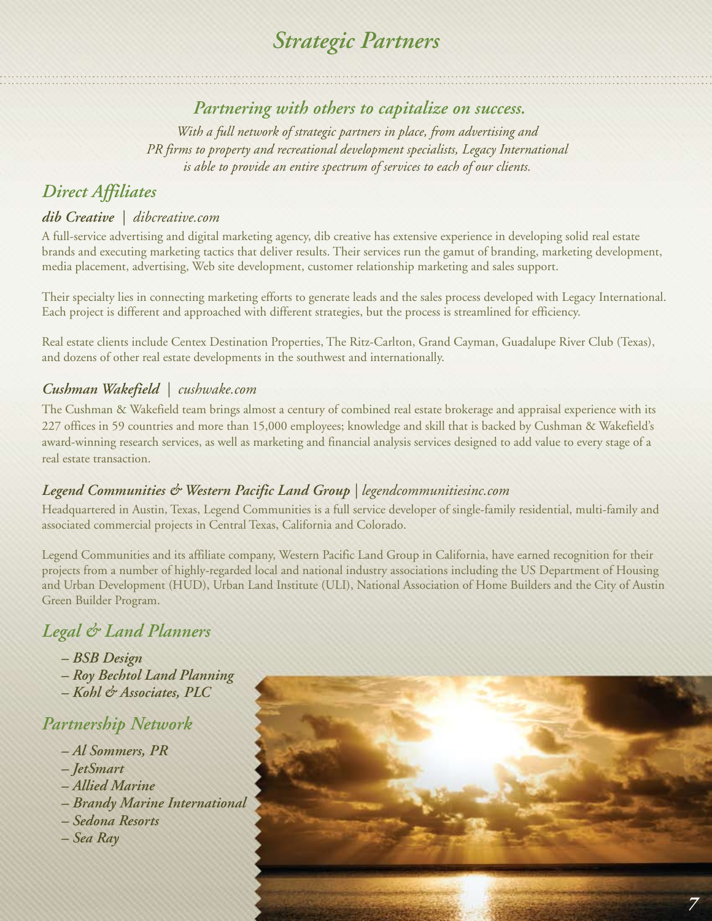# *Strategic Partners*

### *Partnering with others to capitalize on success.*

*With a full network of strategic partners in place, from advertising and PR firms to property and recreational development specialists, Legacy International is able to provide an entire spectrum of services to each of our clients.*

## *Direct Affiliates*

### ***dib Creative** | dibcreative.com*

A full-service advertising and digital marketing agency, dib creative has extensive experience in developing solid real estate brands and executing marketing tactics that deliver results. Their services run the gamut of branding, marketing development, media placement, advertising, Web site development, customer relationship marketing and sales support.

Their specialty lies in connecting marketing efforts to generate leads and the sales process developed with Legacy International. Each project is different and approached with different strategies, but the process is streamlined for efficiency.

Real estate clients include Centex Destination Properties, The Ritz-Carlton, Grand Cayman, Guadalupe River Club (Texas), and dozens of other real estate developments in the southwest and internationally.

### ***Cushman Wakefield** | cushwake.com*

The Cushman & Wakefield team brings almost a century of combined real estate brokerage and appraisal experience with its 227 offices in 59 countries and more than 15,000 employees; knowledge and skill that is backed by Cushman & Wakefield's award-winning research services, as well as marketing and financial analysis services designed to add value to every stage of a real estate transaction.

### ***Legend Communities & Western Pacific Land Group** | legendcommunitiesinc.com*

Headquartered in Austin, Texas, Legend Communities is a full service developer of single-family residential, multi-family and associated commercial projects in Central Texas, California and Colorado.

Legend Communities and its affiliate company, Western Pacific Land Group in California, have earned recognition for their projects from a number of highly-regarded local and national industry associations including the US Department of Housing and Urban Development (HUD), Urban Land Institute (ULI), National Association of Home Builders and the City of Austin Green Builder Program.

## *Legal & Land Planners*

- ***BSB Design***
- ***Roy Bechtol Land Planning***
- ***Kohl & Associates, PLC***

## *Partnership Network*

- ***Al Sommers, PR***
- ***JetSmart***
- ***Allied Marine***
- ***Brandy Marine International***
- ***Sedona Resorts***
- ***Sea Ray***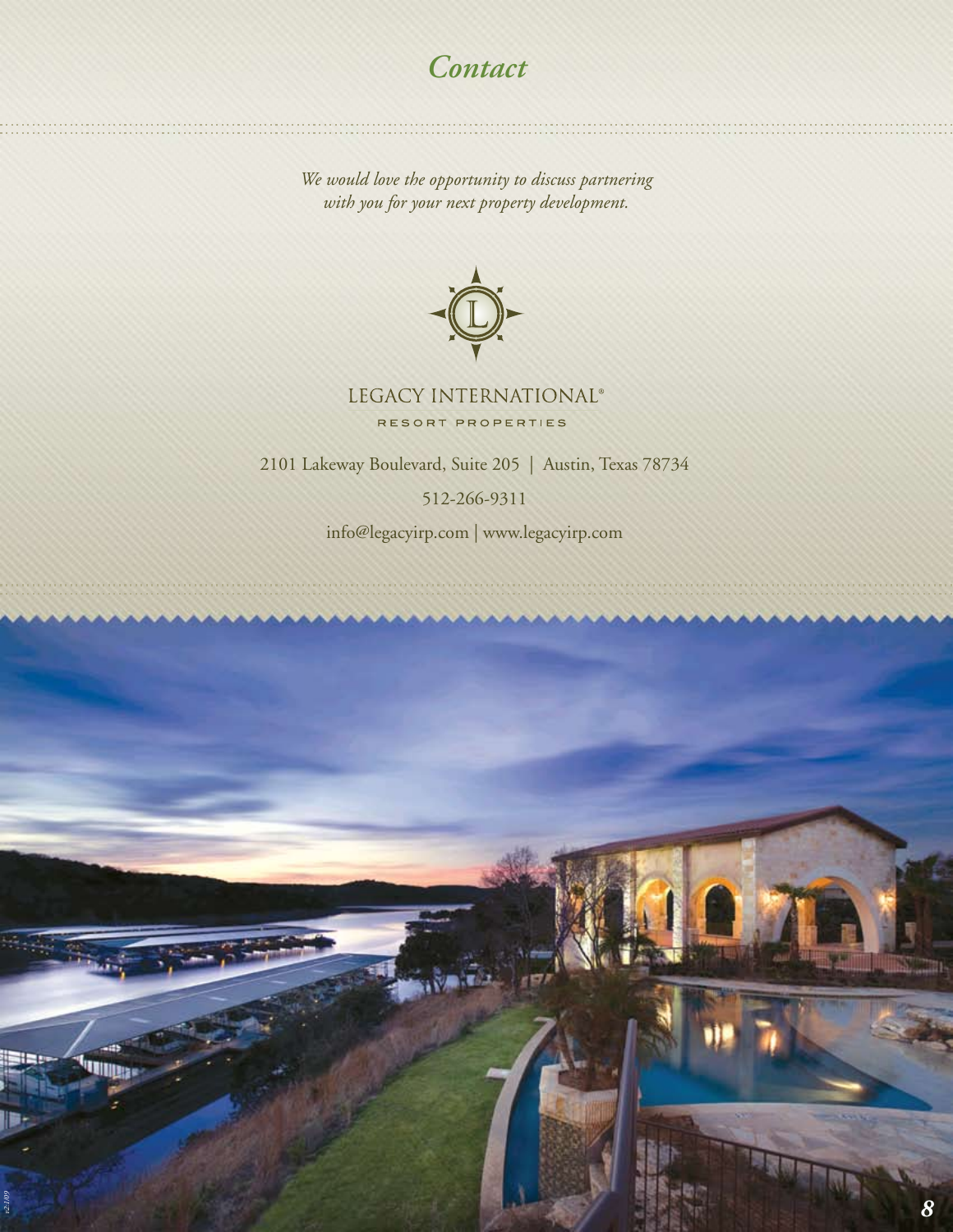# *Contact*

*We would love the opportunity to discuss partnering with you for your next property development.*

LEGACY INTERNATIONAL®

RESORT PROPERTIES

2101 Lakeway Boulevard, Suite 205 | Austin, Texas 78734

512-266-9311

info@legacyirp.com | www.legacyirp.com